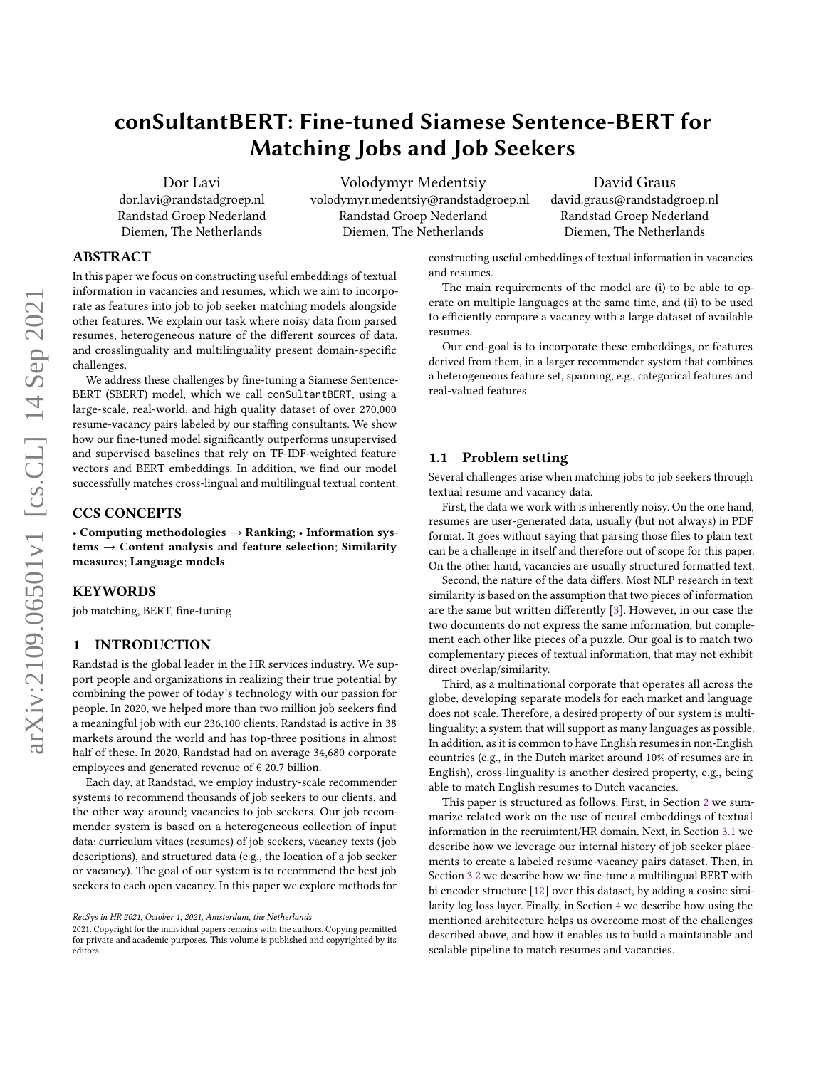# conSultantBERT: Fine-tuned Siamese Sentence-BERT for Matching Jobs and Job Seekers

Dor Lavi
dor.lavi@randstadgroep.nl
Randstad Groep Nederland
Diemen, The Netherlands

Volodymyr Medentsiy
volodymyr.medentsiy@randstadgroep.nl
Randstad Groep Nederland
Diemen, The Netherlands

David Graus
david.graus@randstadgroep.nl
Randstad Groep Nederland
Diemen, The Netherlands

## ABSTRACT

In this paper we focus on constructing useful embeddings of textual information in vacancies and resumes, which we aim to incorporate as features into job to job seeker matching models alongside other features. We explain our task where noisy data from parsed resumes, heterogeneous nature of the different sources of data, and crosslinguality and multilinguality present domain-specific challenges.

We address these challenges by fine-tuning a Siamese Sentence-BERT (SBERT) model, which we call conSultantBERT, using a large-scale, real-world, and high quality dataset of over 270,000 resume-vacancy pairs labeled by our staffing consultants. We show how our fine-tuned model significantly outperforms unsupervised and supervised baselines that rely on TF-IDF-weighted feature vectors and BERT embeddings. In addition, we find our model successfully matches cross-lingual and multilingual textual content.

## CCS CONCEPTS

• **Computing methodologies** → **Ranking**; • **Information systems** → **Content analysis and feature selection**; **Similarity measures**; **Language models**.

## KEYWORDS

job matching, BERT, fine-tuning

## 1 INTRODUCTION

Randstad is the global leader in the HR services industry. We support people and organizations in realizing their true potential by combining the power of today's technology with our passion for people. In 2020, we helped more than two million job seekers find a meaningful job with our 236,100 clients. Randstad is active in 38 markets around the world and has top-three positions in almost half of these. In 2020, Randstad had on average 34,680 corporate employees and generated revenue of € 20.7 billion.

Each day, at Randstad, we employ industry-scale recommender systems to recommend thousands of job seekers to our clients, and the other way around; vacancies to job seekers. Our job recommender system is based on a heterogeneous collection of input data: curriculum vitaes (resumes) of job seekers, vacancy texts (job descriptions), and structured data (e.g., the location of a job seeker or vacancy). The goal of our system is to recommend the best job seekers to each open vacancy. In this paper we explore methods for constructing useful embeddings of textual information in vacancies and resumes.

The main requirements of the model are (i) to be able to operate on multiple languages at the same time, and (ii) to be used to efficiently compare a vacancy with a large dataset of available resumes.

Our end-goal is to incorporate these embeddings, or features derived from them, in a larger recommender system that combines a heterogeneous feature set, spanning, e.g., categorical features and real-valued features.

### 1.1 Problem setting

Several challenges arise when matching jobs to job seekers through textual resume and vacancy data.

First, the data we work with is inherently noisy. On the one hand, resumes are user-generated data, usually (but not always) in PDF format. It goes without saying that parsing those files to plain text can be a challenge in itself and therefore out of scope for this paper. On the other hand, vacancies are usually structured formatted text.

Second, the nature of the data differs. Most NLP research in text similarity is based on the assumption that two pieces of information are the same but written differently [3]. However, in our case the two documents do not express the same information, but complement each other like pieces of a puzzle. Our goal is to match two complementary pieces of textual information, that may not exhibit direct overlap/similarity.

Third, as a multinational corporate that operates all across the globe, developing separate models for each market and language does not scale. Therefore, a desired property of our system is multilinguality; a system that will support as many languages as possible. In addition, as it is common to have English resumes in non-English countries (e.g., in the Dutch market around 10% of resumes are in English), cross-linguality is another desired property, e.g., being able to match English resumes to Dutch vacancies.

This paper is structured as follows. First, in Section 2 we summarize related work on the use of neural embeddings of textual information in the recruimtent/HR domain. Next, in Section 3.1 we describe how we leverage our internal history of job seeker placements to create a labeled resume-vacancy pairs dataset. Then, in Section 3.2 we describe how we fine-tune a multilingual BERT with bi encoder structure [12] over this dataset, by adding a cosine similarity log loss layer. Finally, in Section 4 we describe how using the mentioned architecture helps us overcome most of the challenges described above, and how it enables us to build a maintainable and scalable pipeline to match resumes and vacancies.

---

*RecSys in HR 2021, October 1, 2021, Amsterdam, the Netherlands*
2021. Copyright for the individual papers remains with the authors. Copying permitted for private and academic purposes. This volume is published and copyrighted by its editors.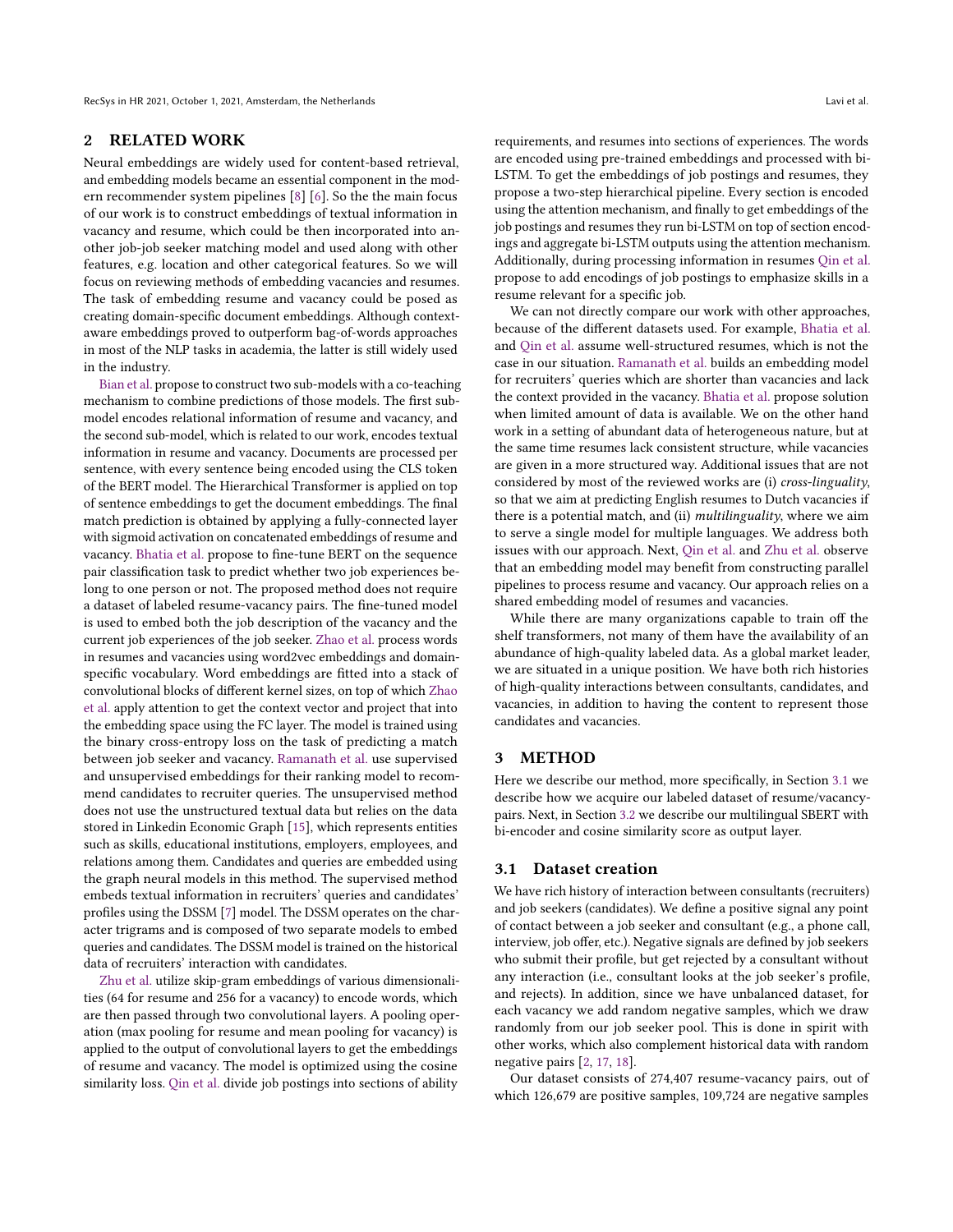## 2 RELATED WORK

Neural embeddings are widely used for content-based retrieval, and embedding models became an essential component in the modern recommender system pipelines [8] [6]. So the the main focus of our work is to construct embeddings of textual information in vacancy and resume, which could be then incorporated into another job-job seeker matching model and used along with other features, e.g. location and other categorical features. So we will focus on reviewing methods of embedding vacancies and resumes. The task of embedding resume and vacancy could be posed as creating domain-specific document embeddings. Although context-aware embeddings proved to outperform bag-of-words approaches in most of the NLP tasks in academia, the latter is still widely used in the industry.

Bian et al. propose to construct two sub-models with a co-teaching mechanism to combine predictions of those models. The first sub-model encodes relational information of resume and vacancy, and the second sub-model, which is related to our work, encodes textual information in resume and vacancy. Documents are processed per sentence, with every sentence being encoded using the CLS token of the BERT model. The Hierarchical Transformer is applied on top of sentence embeddings to get the document embeddings. The final match prediction is obtained by applying a fully-connected layer with sigmoid activation on concatenated embeddings of resume and vacancy. Bhatia et al. propose to fine-tune BERT on the sequence pair classification task to predict whether two job experiences belong to one person or not. The proposed method does not require a dataset of labeled resume-vacancy pairs. The fine-tuned model is used to embed both the job description of the vacancy and the current job experiences of the job seeker. Zhao et al. process words in resumes and vacancies using word2vec embeddings and domain-specific vocabulary. Word embeddings are fitted into a stack of convolutional blocks of different kernel sizes, on top of which Zhao et al. apply attention to get the context vector and project that into the embedding space using the FC layer. The model is trained using the binary cross-entropy loss on the task of predicting a match between job seeker and vacancy. Ramanath et al. use supervised and unsupervised embeddings for their ranking model to recommend candidates to recruiter queries. The unsupervised method does not use the unstructured textual data but relies on the data stored in Linkedin Economic Graph [15], which represents entities such as skills, educational institutions, employers, employees, and relations among them. Candidates and queries are embedded using the graph neural models in this method. The supervised method embeds textual information in recruiters' queries and candidates' profiles using the DSSM [7] model. The DSSM operates on the character trigrams and is composed of two separate models to embed queries and candidates. The DSSM model is trained on the historical data of recruiters' interaction with candidates.

Zhu et al. utilize skip-gram embeddings of various dimensionalities (64 for resume and 256 for a vacancy) to encode words, which are then passed through two convolutional layers. A pooling operation (max pooling for resume and mean pooling for vacancy) is applied to the output of convolutional layers to get the embeddings of resume and vacancy. The model is optimized using the cosine similarity loss. Qin et al. divide job postings into sections of ability requirements, and resumes into sections of experiences. The words are encoded using pre-trained embeddings and processed with bi-LSTM. To get the embeddings of job postings and resumes, they propose a two-step hierarchical pipeline. Every section is encoded using the attention mechanism, and finally to get embeddings of the job postings and resumes they run bi-LSTM on top of section encodings and aggregate bi-LSTM outputs using the attention mechanism. Additionally, during processing information in resumes Qin et al. propose to add encodings of job postings to emphasize skills in a resume relevant for a specific job.

We can not directly compare our work with other approaches, because of the different datasets used. For example, Bhatia et al. and Qin et al. assume well-structured resumes, which is not the case in our situation. Ramanath et al. builds an embedding model for recruiters' queries which are shorter than vacancies and lack the context provided in the vacancy. Bhatia et al. propose solution when limited amount of data is available. We on the other hand work in a setting of abundant data of heterogeneous nature, but at the same time resumes lack consistent structure, while vacancies are given in a more structured way. Additional issues that are not considered by most of the reviewed works are (i) *cross-linguality*, so that we aim at predicting English resumes to Dutch vacancies if there is a potential match, and (ii) *multilinguality*, where we aim to serve a single model for multiple languages. We address both issues with our approach. Next, Qin et al. and Zhu et al. observe that an embedding model may benefit from constructing parallel pipelines to process resume and vacancy. Our approach relies on a shared embedding model of resumes and vacancies.

While there are many organizations capable to train off the shelf transformers, not many of them have the availability of an abundance of high-quality labeled data. As a global market leader, we are situated in a unique position. We have both rich histories of high-quality interactions between consultants, candidates, and vacancies, in addition to having the content to represent those candidates and vacancies.

## 3 METHOD

Here we describe our method, more specifically, in Section 3.1 we describe how we acquire our labeled dataset of resume/vacancy-pairs. Next, in Section 3.2 we describe our multilingual SBERT with bi-encoder and cosine similarity score as output layer.

### 3.1 Dataset creation

We have rich history of interaction between consultants (recruiters) and job seekers (candidates). We define a positive signal any point of contact between a job seeker and consultant (e.g., a phone call, interview, job offer, etc.). Negative signals are defined by job seekers who submit their profile, but get rejected by a consultant without any interaction (i.e., consultant looks at the job seeker's profile, and rejects). In addition, since we have unbalanced dataset, for each vacancy we add random negative samples, which we draw randomly from our job seeker pool. This is done in spirit with other works, which also complement historical data with random negative pairs [2, 17, 18].

Our dataset consists of 274,407 resume-vacancy pairs, out of which 126,679 are positive samples, 109,724 are negative samples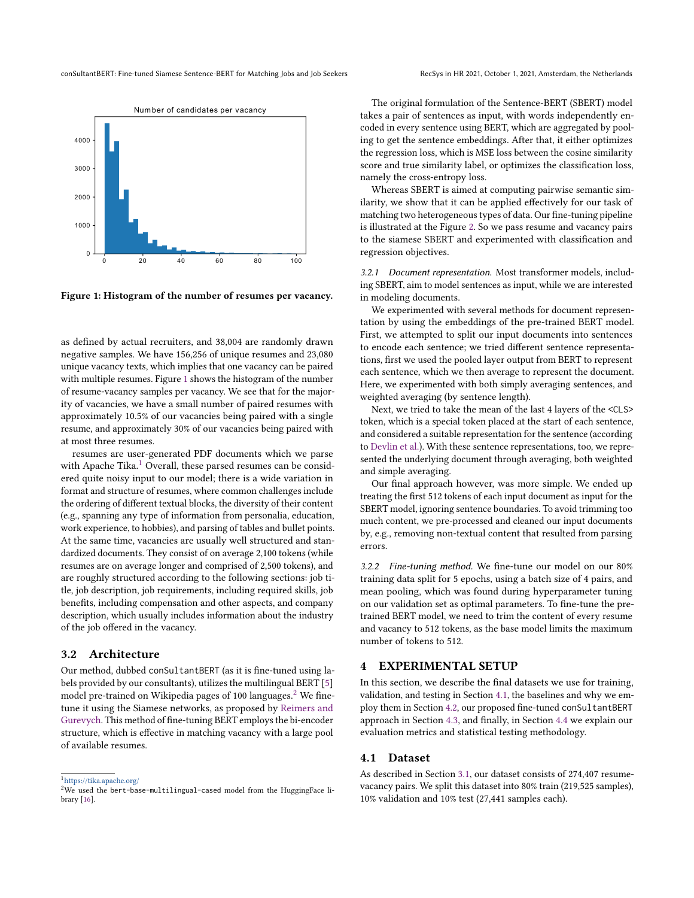Figure 1: Histogram of the number of resumes per vacancy.

as defined by actual recruiters, and 38,004 are randomly drawn negative samples. We have 156,256 of unique resumes and 23,080 unique vacancy texts, which implies that one vacancy can be paired with multiple resumes. Figure 1 shows the histogram of the number of resume-vacancy samples per vacancy. We see that for the majority of vacancies, we have a small number of paired resumes with approximately 10.5% of our vacancies being paired with a single resume, and approximately 30% of our vacancies being paired with at most three resumes.

resumes are user-generated PDF documents which we parse with Apache Tika.[1] Overall, these parsed resumes can be considered quite noisy input to our model; there is a wide variation in format and structure of resumes, where common challenges include the ordering of different textual blocks, the diversity of their content (e.g., spanning any type of information from personalia, education, work experience, to hobbies), and parsing of tables and bullet points. At the same time, vacancies are usually well structured and standardized documents. They consist of on average 2,100 tokens (while resumes are on average longer and comprised of 2,500 tokens), and are roughly structured according to the following sections: job title, job description, job requirements, including required skills, job benefits, including compensation and other aspects, and company description, which usually includes information about the industry of the job offered in the vacancy.

## 3.2 Architecture

Our method, dubbed conSultantBERT (as it is fine-tuned using labels provided by our consultants), utilizes the multilingual BERT [5] model pre-trained on Wikipedia pages of 100 languages.[2] We fine-tune it using the Siamese networks, as proposed by Reimers and Gurevych. This method of fine-tuning BERT employs the bi-encoder structure, which is effective in matching vacancy with a large pool of available resumes.

The original formulation of the Sentence-BERT (SBERT) model takes a pair of sentences as input, with words independently encoded in every sentence using BERT, which are aggregated by pooling to get the sentence embeddings. After that, it either optimizes the regression loss, which is MSE loss between the cosine similarity score and true similarity label, or optimizes the classification loss, namely the cross-entropy loss.

Whereas SBERT is aimed at computing pairwise semantic similarity, we show that it can be applied effectively for our task of matching two heterogeneous types of data. Our fine-tuning pipeline is illustrated at the Figure 2. So we pass resume and vacancy pairs to the siamese SBERT and experimented with classification and regression objectives.

*3.2.1 Document representation.* Most transformer models, including SBERT, aim to model sentences as input, while we are interested in modeling documents.

We experimented with several methods for document representation by using the embeddings of the pre-trained BERT model. First, we attempted to split our input documents into sentences to encode each sentence; we tried different sentence representations, first we used the pooled layer output from BERT to represent each sentence, which we then average to represent the document. Here, we experimented with both simply averaging sentences, and weighted averaging (by sentence length).

Next, we tried to take the mean of the last 4 layers of the <CLS> token, which is a special token placed at the start of each sentence, and considered a suitable representation for the sentence (according to Devlin et al.). With these sentence representations, too, we represented the underlying document through averaging, both weighted and simple averaging.

Our final approach however, was more simple. We ended up treating the first 512 tokens of each input document as input for the SBERT model, ignoring sentence boundaries. To avoid trimming too much content, we pre-processed and cleaned our input documents by, e.g., removing non-textual content that resulted from parsing errors.

*3.2.2 Fine-tuning method.* We fine-tune our model on our 80% training data split for 5 epochs, using a batch size of 4 pairs, and mean pooling, which was found during hyperparameter tuning on our validation set as optimal parameters. To fine-tune the pre-trained BERT model, we need to trim the content of every resume and vacancy to 512 tokens, as the base model limits the maximum number of tokens to 512.

# 4 EXPERIMENTAL SETUP

In this section, we describe the final datasets we use for training, validation, and testing in Section 4.1, the baselines and why we employ them in Section 4.2, our proposed fine-tuned conSultantBERT approach in Section 4.3, and finally, in Section 4.4 we explain our evaluation metrics and statistical testing methodology.

## 4.1 Dataset

As described in Section 3.1, our dataset consists of 274,407 resume-vacancy pairs. We split this dataset into 80% train (219,525 samples), 10% validation and 10% test (27,441 samples each).

---

[1] https://tika.apache.org/

[2] We used the bert-base-multilingual-cased model from the HuggingFace library [16].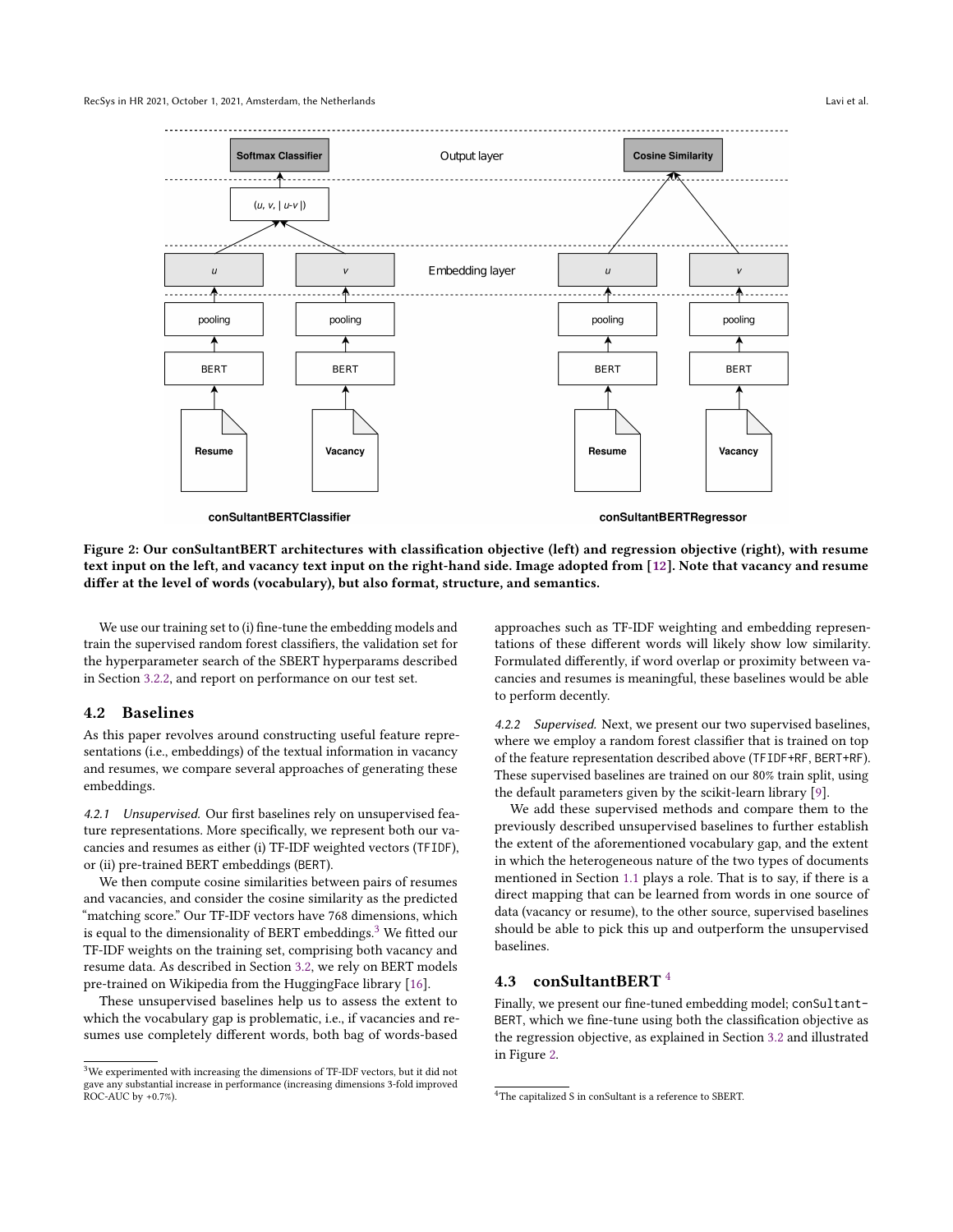Figure 2: Our conSultantBERT architectures with classification objective (left) and regression objective (right), with resume text input on the left, and vacancy text input on the right-hand side. Image adopted from [12]. Note that vacancy and resume differ at the level of words (vocabulary), but also format, structure, and semantics.

We use our training set to (i) fine-tune the embedding models and train the supervised random forest classifiers, the validation set for the hyperparameter search of the SBERT hyperparams described in Section 3.2.2, and report on performance on our test set.

## 4.2 Baselines

As this paper revolves around constructing useful feature representations (i.e., embeddings) of the textual information in vacancy and resumes, we compare several approaches of generating these embeddings.

*4.2.1 Unsupervised.* Our first baselines rely on unsupervised feature representations. More specifically, we represent both our vacancies and resumes as either (i) TF-IDF weighted vectors (`TFIDF`), or (ii) pre-trained BERT embeddings (`BERT`).

We then compute cosine similarities between pairs of resumes and vacancies, and consider the cosine similarity as the predicted "matching score." Our TF-IDF vectors have 768 dimensions, which is equal to the dimensionality of BERT embeddings.[3] We fitted our TF-IDF weights on the training set, comprising both vacancy and resume data. As described in Section 3.2, we rely on BERT models pre-trained on Wikipedia from the HuggingFace library [16].

These unsupervised baselines help us to assess the extent to which the vocabulary gap is problematic, i.e., if vacancies and resumes use completely different words, both bag of words-based approaches such as TF-IDF weighting and embedding representations of these different words will likely show low similarity. Formulated differently, if word overlap or proximity between vacancies and resumes is meaningful, these baselines would be able to perform decently.

*4.2.2 Supervised.* Next, we present our two supervised baselines, where we employ a random forest classifier that is trained on top of the feature representation described above (`TFIDF+RF`, `BERT+RF`). These supervised baselines are trained on our 80% train split, using the default parameters given by the scikit-learn library [9].

We add these supervised methods and compare them to the previously described unsupervised baselines to further establish the extent of the aforementioned vocabulary gap, and the extent in which the heterogeneous nature of the two types of documents mentioned in Section 1.1 plays a role. That is to say, if there is a direct mapping that can be learned from words in one source of data (vacancy or resume), to the other source, supervised baselines should be able to pick this up and outperform the unsupervised baselines.

## 4.3 conSultantBERT [4]

Finally, we present our fine-tuned embedding model; `conSultantBERT`, which we fine-tune using both the classification objective as the regression objective, as explained in Section 3.2 and illustrated in Figure 2.

[3] We experimented with increasing the dimensions of TF-IDF vectors, but it did not gave any substantial increase in performance (increasing dimensions 3-fold improved ROC-AUC by +0.7%).

[4] The capitalized S in conSultant is a reference to SBERT.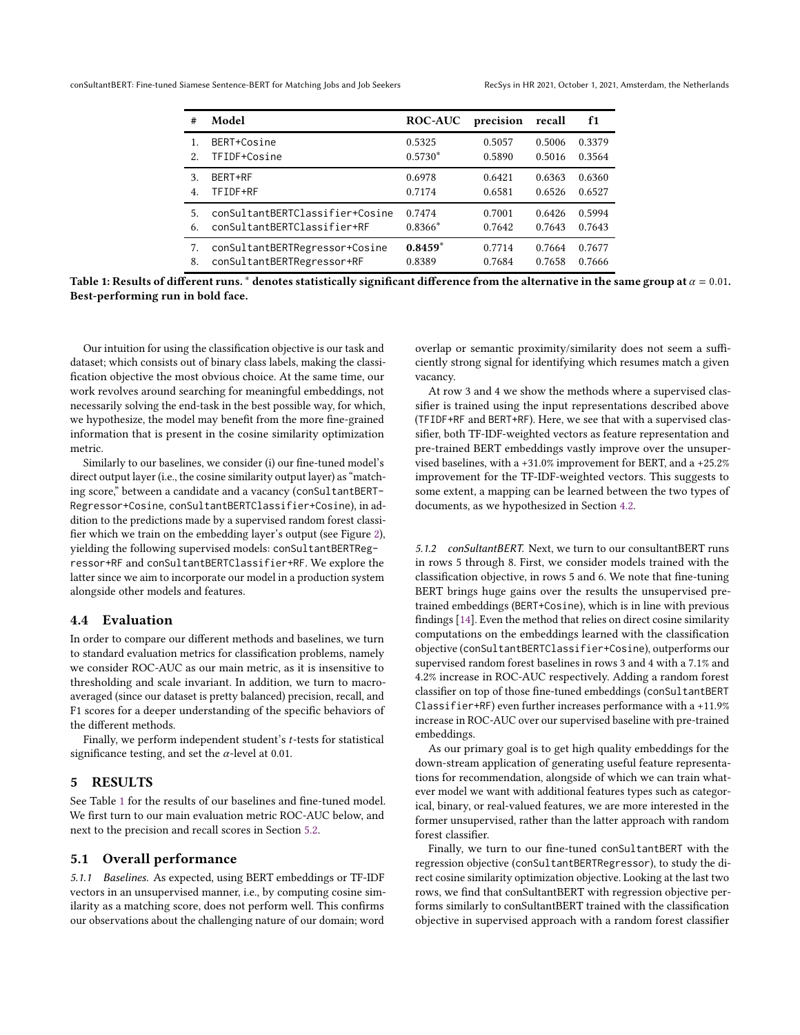| # | Model | ROC-AUC | precision | recall | f1 |
|---|---|---|---|---|---|
| 1. | BERT+Cosine | 0.5325 | 0.5057 | 0.5006 | 0.3379 |
| 2. | TFIDF+Cosine | 0.5730* | 0.5890 | 0.5016 | 0.3564 |
| 3. | BERT+RF | 0.6978 | 0.6421 | 0.6363 | 0.6360 |
| 4. | TFIDF+RF | 0.7174 | 0.6581 | 0.6526 | 0.6527 |
| 5. | conSultantBERTClassifier+Cosine | 0.7474 | 0.7001 | 0.6426 | 0.5994 |
| 6. | conSultantBERTClassifier+RF | 0.8366* | 0.7642 | 0.7643 | 0.7643 |
| 7. | conSultantBERTRegressor+Cosine | **0.8459*** | 0.7714 | 0.7664 | 0.7677 |
| 8. | conSultantBERTRegressor+RF | 0.8389 | 0.7684 | 0.7658 | 0.7666 |

**Table 1: Results of different runs. * denotes statistically significant difference from the alternative in the same group at $\alpha = 0.01$. Best-performing run in bold face.**

Our intuition for using the classification objective is our task and dataset; which consists out of binary class labels, making the classification objective the most obvious choice. At the same time, our work revolves around searching for meaningful embeddings, not necessarily solving the end-task in the best possible way, for which, we hypothesize, the model may benefit from the more fine-grained information that is present in the cosine similarity optimization metric.

Similarly to our baselines, we consider (i) our fine-tuned model's direct output layer (i.e., the cosine similarity output layer) as "matching score," between a candidate and a vacancy (conSultantBERTRegressor+Cosine, conSultantBERTClassifier+Cosine), in addition to the predictions made by a supervised random forest classifier which we train on the embedding layer's output (see Figure 2), yielding the following supervised models: conSultantBERTRegressor+RF and conSultantBERTClassifier+RF. We explore the latter since we aim to incorporate our model in a production system alongside other models and features.

### 4.4 Evaluation

In order to compare our different methods and baselines, we turn to standard evaluation metrics for classification problems, namely we consider ROC-AUC as our main metric, as it is insensitive to thresholding and scale invariant. In addition, we turn to macro-averaged (since our dataset is pretty balanced) precision, recall, and F1 scores for a deeper understanding of the specific behaviors of the different methods.

Finally, we perform independent student's $t$-tests for statistical significance testing, and set the $\alpha$-level at 0.01.

## 5 RESULTS

See Table 1 for the results of our baselines and fine-tuned model. We first turn to our main evaluation metric ROC-AUC below, and next to the precision and recall scores in Section 5.2.

### 5.1 Overall performance

*5.1.1 Baselines.* As expected, using BERT embeddings or TF-IDF vectors in an unsupervised manner, i.e., by computing cosine similarity as a matching score, does not perform well. This confirms our observations about the challenging nature of our domain; word overlap or semantic proximity/similarity does not seem a sufficiently strong signal for identifying which resumes match a given vacancy.

At row 3 and 4 we show the methods where a supervised classifier is trained using the input representations described above (TFIDF+RF and BERT+RF). Here, we see that with a supervised classifier, both TF-IDF-weighted vectors as feature representation and pre-trained BERT embeddings vastly improve over the unsupervised baselines, with a +31.0% improvement for BERT, and a +25.2% improvement for the TF-IDF-weighted vectors. This suggests to some extent, a mapping can be learned between the two types of documents, as we hypothesized in Section 4.2.

*5.1.2 conSultantBERT.* Next, we turn to our consultantBERT runs in rows 5 through 8. First, we consider models trained with the classification objective, in rows 5 and 6. We note that fine-tuning BERT brings huge gains over the results the unsupervised pre-trained embeddings (BERT+Cosine), which is in line with previous findings [14]. Even the method that relies on direct cosine similarity computations on the embeddings learned with the classification objective (conSultantBERTClassifier+Cosine), outperforms our supervised random forest baselines in rows 3 and 4 with a 7.1% and 4.2% increase in ROC-AUC respectively. Adding a random forest classifier on top of those fine-tuned embeddings (conSultantBERT Classifier+RF) even further increases performance with a +11.9% increase in ROC-AUC over our supervised baseline with pre-trained embeddings.

As our primary goal is to get high quality embeddings for the down-stream application of generating useful feature representations for recommendation, alongside of which we can train whatever model we want with additional features types such as categorical, binary, or real-valued features, we are more interested in the former unsupervised, rather than the latter approach with random forest classifier.

Finally, we turn to our fine-tuned conSultantBERT with the regression objective (conSultantBERTRegressor), to study the direct cosine similarity optimization objective. Looking at the last two rows, we find that conSultantBERT with regression objective performs similarly to conSultantBERT trained with the classification objective in supervised approach with a random forest classifier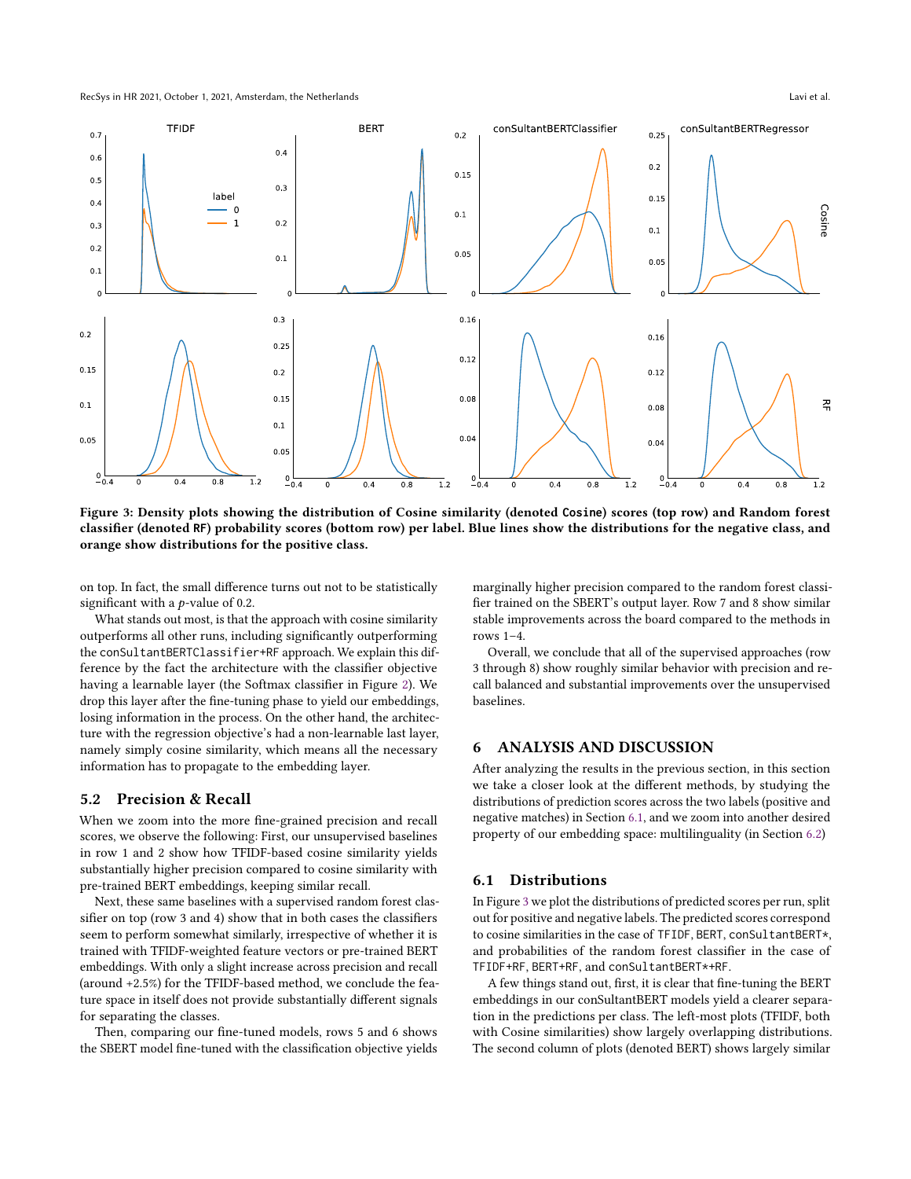Figure 3: Density plots showing the distribution of Cosine similarity (denoted Cosine) scores (top row) and Random forest classifier (denoted RF) probability scores (bottom row) per label. Blue lines show the distributions for the negative class, and orange show distributions for the positive class.

on top. In fact, the small difference turns out not to be statistically significant with a $p$-value of 0.2.

What stands out most, is that the approach with cosine similarity outperforms all other runs, including significantly outperforming the conSultantBERTClassifier+RF approach. We explain this difference by the fact the architecture with the classifier objective having a learnable layer (the Softmax classifier in Figure 2). We drop this layer after the fine-tuning phase to yield our embeddings, losing information in the process. On the other hand, the architecture with the regression objective's had a non-learnable last layer, namely simply cosine similarity, which means all the necessary information has to propagate to the embedding layer.

## 5.2 Precision & Recall

When we zoom into the more fine-grained precision and recall scores, we observe the following: First, our unsupervised baselines in row 1 and 2 show how TFIDF-based cosine similarity yields substantially higher precision compared to cosine similarity with pre-trained BERT embeddings, keeping similar recall.

Next, these same baselines with a supervised random forest classifier on top (row 3 and 4) show that in both cases the classifiers seem to perform somewhat similarly, irrespective of whether it is trained with TFIDF-weighted feature vectors or pre-trained BERT embeddings. With only a slight increase across precision and recall (around +2.5%) for the TFIDF-based method, we conclude the feature space in itself does not provide substantially different signals for separating the classes.

Then, comparing our fine-tuned models, rows 5 and 6 shows the SBERT model fine-tuned with the classification objective yields marginally higher precision compared to the random forest classifier trained on the SBERT's output layer. Row 7 and 8 show similar stable improvements across the board compared to the methods in rows 1–4.

Overall, we conclude that all of the supervised approaches (row 3 through 8) show roughly similar behavior with precision and recall balanced and substantial improvements over the unsupervised baselines.

# 6 ANALYSIS AND DISCUSSION

After analyzing the results in the previous section, in this section we take a closer look at the different methods, by studying the distributions of prediction scores across the two labels (positive and negative matches) in Section 6.1, and we zoom into another desired property of our embedding space: multilinguality (in Section 6.2)

## 6.1 Distributions

In Figure 3 we plot the distributions of predicted scores per run, split out for positive and negative labels. The predicted scores correspond to cosine similarities in the case of TFIDF, BERT, conSultantBERT*, and probabilities of the random forest classifier in the case of TFIDF+RF, BERT+RF, and conSultantBERT*+RF.

A few things stand out, first, it is clear that fine-tuning the BERT embeddings in our conSultantBERT models yield a clearer separation in the predictions per class. The left-most plots (TFIDF, both with Cosine similarities) show largely overlapping distributions. The second column of plots (denoted BERT) shows largely similar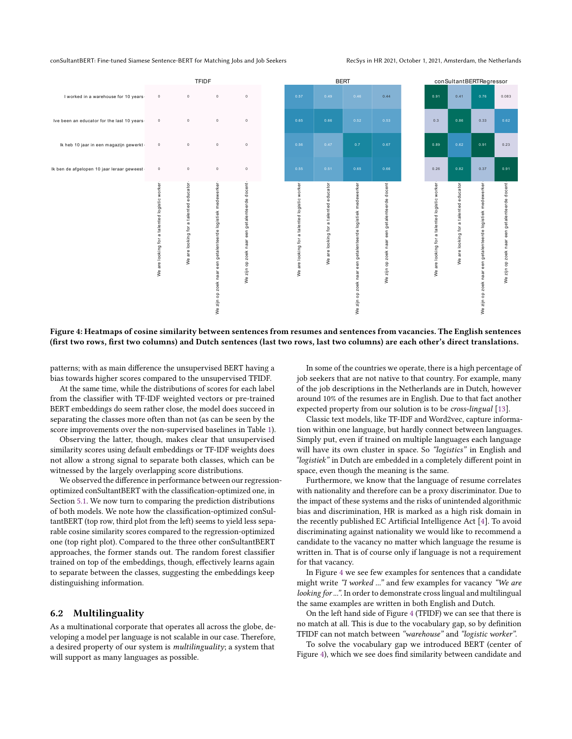| | We are looking for a talented logistic worker | We are looking for a talented educator | We zijn op zoek naar een getalenteerde logistiek medewerker | We zijn op zoek naar een getalenteerde docent |
|---|---|---|---|---|
| **TFIDF** | | | | |
| I worked in a warehouse for 10 years | 0 | 0 | 0 | 0 |
| Ive been an educator for the last 10 years | 0 | 0 | 0 | 0 |
| Ik heb 10 jaar in een magazijn gewerkt | 0 | 0 | 0 | 0 |
| Ik ben de afgelopen 10 jaar leraar geweest | 0 | 0 | 0 | 0 |
| **BERT** | | | | |
| I worked in a warehouse for 10 years | 0.57 | 0.49 | 0.46 | 0.44 |
| Ive been an educator for the last 10 years | 0.65 | 0.66 | 0.52 | 0.53 |
| Ik heb 10 jaar in een magazijn gewerkt | 0.56 | 0.47 | 0.7 | 0.67 |
| Ik ben de afgelopen 10 jaar leraar geweest | 0.55 | 0.51 | 0.65 | 0.66 |
| **conSultantBERTRegressor** | | | | |
| I worked in a warehouse for 10 years | 0.91 | 0.41 | 0.76 | 0.083 |
| Ive been an educator for the last 10 years | 0.3 | 0.86 | 0.33 | 0.62 |
| Ik heb 10 jaar in een magazijn gewerkt | 0.89 | 0.62 | 0.91 | 0.23 |
| Ik ben de afgelopen 10 jaar leraar geweest | 0.26 | 0.82 | 0.37 | 0.91 |

**Figure 4: Heatmaps of cosine similarity between sentences from resumes and sentences from vacancies. The English sentences (first two rows, first two columns) and Dutch sentences (last two rows, last two columns) are each other's direct translations.**

patterns; with as main difference the unsupervised BERT having a bias towards higher scores compared to the unsupervised TFIDF.

At the same time, while the distributions of scores for each label from the classifier with TF-IDF weighted vectors or pre-trained BERT embeddings do seem rather close, the model does succeed in separating the classes more often than not (as can be seen by the score improvements over the non-supervised baselines in Table 1).

Observing the latter, though, makes clear that unsupervised similarity scores using default embeddings or TF-IDF weights does not allow a strong signal to separate both classes, which can be witnessed by the largely overlapping score distributions.

We observed the difference in performance between our regression-optimized conSultantBERT with the classification-optimized one, in Section 5.1. We now turn to comparing the prediction distributions of both models. We note how the classification-optimized conSultantBERT (top row, third plot from the left) seems to yield less separable cosine similarity scores compared to the regression-optimized one (top right plot). Compared to the three other conSultantBERT approaches, the former stands out. The random forest classifier trained on top of the embeddings, though, effectively learns again to separate between the classes, suggesting the embeddings keep distinguishing information.

## 6.2 Multilinguality

As a multinational corporate that operates all across the globe, developing a model per language is not scalable in our case. Therefore, a desired property of our system is *multilinguality*; a system that will support as many languages as possible.

In some of the countries we operate, there is a high percentage of job seekers that are not native to that country. For example, many of the job descriptions in the Netherlands are in Dutch, however around 10% of the resumes are in English. Due to that fact another expected property from our solution is to be *cross-lingual* [13].

Classic text models, like TF-IDF and Word2vec, capture information within one language, but hardly connect between languages. Simply put, even if trained on multiple languages each language will have its own cluster in space. So *"logistics"* in English and *"logistiek"* in Dutch are embedded in a completely different point in space, even though the meaning is the same.

Furthermore, we know that the language of resume correlates with nationality and therefore can be a proxy discriminator. Due to the impact of these systems and the risks of unintended algorithmic bias and discrimination, HR is marked as a high risk domain in the recently published EC Artificial Intelligence Act [4]. To avoid discriminating against nationality we would like to recommend a candidate to the vacancy no matter which language the resume is written in. That is of course only if language is not a requirement for that vacancy.

In Figure 4 we see few examples for sentences that a candidate might write *"I worked ..."* and few examples for vacancy *"We are looking for ..."*. In order to demonstrate cross lingual and multilingual the same examples are written in both English and Dutch.

On the left hand side of Figure 4 (TFIDF) we can see that there is no match at all. This is due to the vocabulary gap, so by definition TFIDF can not match between *"warehouse"* and *"logistic worker"*.

To solve the vocabulary gap we introduced BERT (center of Figure 4), which we see does find similarity between candidate and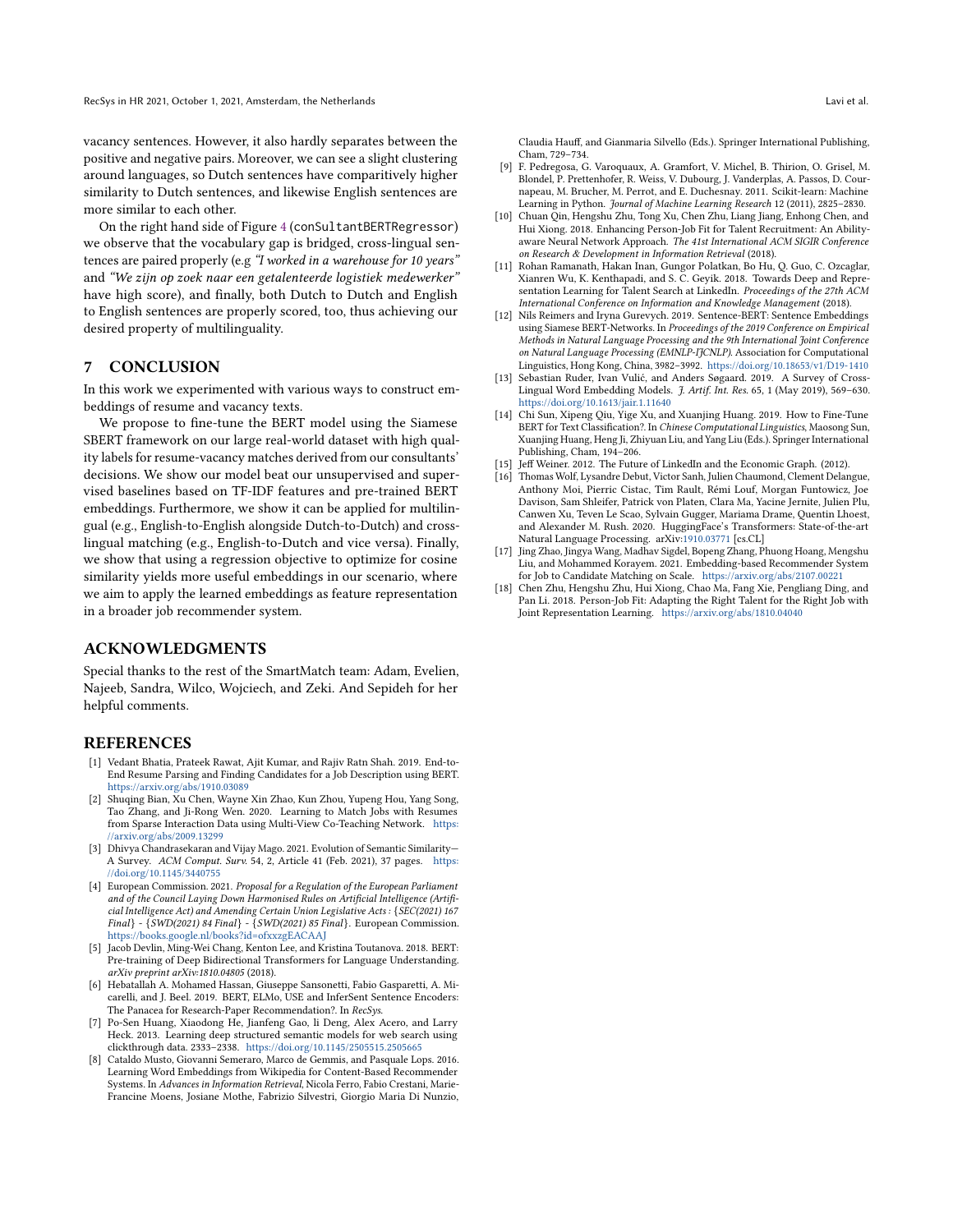vacancy sentences. However, it also hardly separates between the positive and negative pairs. Moreover, we can see a slight clustering around languages, so Dutch sentences have comparitively higher similarity to Dutch sentences, and likewise English sentences are more similar to each other.

On the right hand side of Figure 4 (`conSultantBERTRegressor`) we observe that the vocabulary gap is bridged, cross-lingual sentences are paired properly (e.g *"I worked in a warehouse for 10 years"* and *"We zijn op zoek naar een getalenteerde logistiek medewerker"* have high score), and finally, both Dutch to Dutch and English to English sentences are properly scored, too, thus achieving our desired property of multilinguality.

## 7 CONCLUSION

In this work we experimented with various ways to construct embeddings of resume and vacancy texts.

We propose to fine-tune the BERT model using the Siamese SBERT framework on our large real-world dataset with high quality labels for resume-vacancy matches derived from our consultants' decisions. We show our model beat our unsupervised and supervised baselines based on TF-IDF features and pre-trained BERT embeddings. Furthermore, we show it can be applied for multilingual (e.g., English-to-English alongside Dutch-to-Dutch) and cross-lingual matching (e.g., English-to-Dutch and vice versa). Finally, we show that using a regression objective to optimize for cosine similarity yields more useful embeddings in our scenario, where we aim to apply the learned embeddings as feature representation in a broader job recommender system.

## ACKNOWLEDGMENTS

Special thanks to the rest of the SmartMatch team: Adam, Evelien, Najeeb, Sandra, Wilco, Wojciech, and Zeki. And Sepideh for her helpful comments.

## REFERENCES

[1] Vedant Bhatia, Prateek Rawat, Ajit Kumar, and Rajiv Ratn Shah. 2019. End-to-End Resume Parsing and Finding Candidates for a Job Description using BERT. https://arxiv.org/abs/1910.03089

[2] Shuqing Bian, Xu Chen, Wayne Xin Zhao, Kun Zhou, Yupeng Hou, Yang Song, Tao Zhang, and Ji-Rong Wen. 2020. Learning to Match Jobs with Resumes from Sparse Interaction Data using Multi-View Co-Teaching Network. https://arxiv.org/abs/2009.13299

[3] Dhivya Chandrasekaran and Vijay Mago. 2021. Evolution of Semantic Similarity—A Survey. *ACM Comput. Surv.* 54, 2, Article 41 (Feb. 2021), 37 pages. https://doi.org/10.1145/3440755

[4] European Commission. 2021. *Proposal for a Regulation of the European Parliament and of the Council Laying Down Harmonised Rules on Artificial Intelligence (Artificial Intelligence Act) and Amending Certain Union Legislative Acts : {SEC(2021) 167 Final} - {SWD(2021) 84 Final} - {SWD(2021) 85 Final}*. European Commission. https://books.google.nl/books?id=ofxxzgEACAAJ

[5] Jacob Devlin, Ming-Wei Chang, Kenton Lee, and Kristina Toutanova. 2018. BERT: Pre-training of Deep Bidirectional Transformers for Language Understanding. *arXiv preprint arXiv:1810.04805* (2018).

[6] Hebatallah A. Mohamed Hassan, Giuseppe Sansonetti, Fabio Gasparetti, A. Micarelli, and J. Beel. 2019. BERT, ELMo, USE and InferSent Sentence Encoders: The Panacea for Research-Paper Recommendation?. In *RecSys*.

[7] Po-Sen Huang, Xiaodong He, Jianfeng Gao, li Deng, Alex Acero, and Larry Heck. 2013. Learning deep structured semantic models for web search using clickthrough data. 2333–2338. https://doi.org/10.1145/2505515.2505665

[8] Cataldo Musto, Giovanni Semeraro, Marco de Gemmis, and Pasquale Lops. 2016. Learning Word Embeddings from Wikipedia for Content-Based Recommender Systems. In *Advances in Information Retrieval*, Nicola Ferro, Fabio Crestani, Marie-Francine Moens, Josiane Mothe, Fabrizio Silvestri, Giorgio Maria Di Nunzio, Claudia Hauff, and Gianmaria Silvello (Eds.). Springer International Publishing, Cham, 729–734.

[9] F. Pedregosa, G. Varoquaux, A. Gramfort, V. Michel, B. Thirion, O. Grisel, M. Blondel, P. Prettenhofer, R. Weiss, V. Dubourg, J. Vanderplas, A. Passos, D. Cournapeau, M. Brucher, M. Perrot, and E. Duchesnay. 2011. Scikit-learn: Machine Learning in Python. *Journal of Machine Learning Research* 12 (2011), 2825–2830.

[10] Chuan Qin, Hengshu Zhu, Tong Xu, Chen Zhu, Liang Jiang, Enhong Chen, and Hui Xiong. 2018. Enhancing Person-Job Fit for Talent Recruitment: An Ability-aware Neural Network Approach. *The 41st International ACM SIGIR Conference on Research & Development in Information Retrieval* (2018).

[11] Rohan Ramanath, Hakan Inan, Gungor Polatkan, Bo Hu, Q. Guo, C. Ozcaglar, Xianren Wu, K. Kenthapadi, and S. C. Geyik. 2018. Towards Deep and Representation Learning for Talent Search at LinkedIn. *Proceedings of the 27th ACM International Conference on Information and Knowledge Management* (2018).

[12] Nils Reimers and Iryna Gurevych. 2019. Sentence-BERT: Sentence Embeddings using Siamese BERT-Networks. In *Proceedings of the 2019 Conference on Empirical Methods in Natural Language Processing and the 9th International Joint Conference on Natural Language Processing (EMNLP-IJCNLP)*. Association for Computational Linguistics, Hong Kong, China, 3982–3992. https://doi.org/10.18653/v1/D19-1410

[13] Sebastian Ruder, Ivan Vulić, and Anders Søgaard. 2019. A Survey of Cross-Lingual Word Embedding Models. *J. Artif. Int. Res.* 65, 1 (May 2019), 569–630. https://doi.org/10.1613/jair.1.11640

[14] Chi Sun, Xipeng Qiu, Yige Xu, and Xuanjing Huang. 2019. How to Fine-Tune BERT for Text Classification?. In *Chinese Computational Linguistics*, Maosong Sun, Xuanjing Huang, Heng Ji, Zhiyuan Liu, and Yang Liu (Eds.). Springer International Publishing, Cham, 194–206.

[15] Jeff Weiner. 2012. The Future of LinkedIn and the Economic Graph. (2012).

[16] Thomas Wolf, Lysandre Debut, Victor Sanh, Julien Chaumond, Clement Delangue, Anthony Moi, Pierric Cistac, Tim Rault, Rémi Louf, Morgan Funtowicz, Joe Davison, Sam Shleifer, Patrick von Platen, Clara Ma, Yacine Jernite, Julien Plu, Canwen Xu, Teven Le Scao, Sylvain Gugger, Mariama Drame, Quentin Lhoest, and Alexander M. Rush. 2020. HuggingFace's Transformers: State-of-the-art Natural Language Processing. arXiv:1910.03771 [cs.CL]

[17] Jing Zhao, Jingya Wang, Madhav Sigdel, Bopeng Zhang, Phuong Hoang, Mengshu Liu, and Mohammed Korayem. 2021. Embedding-based Recommender System for Job to Candidate Matching on Scale. https://arxiv.org/abs/2107.00221

[18] Chen Zhu, Hengshu Zhu, Hui Xiong, Chao Ma, Fang Xie, Pengliang Ding, and Pan Li. 2018. Person-Job Fit: Adapting the Right Talent for the Right Job with Joint Representation Learning. https://arxiv.org/abs/1810.04040